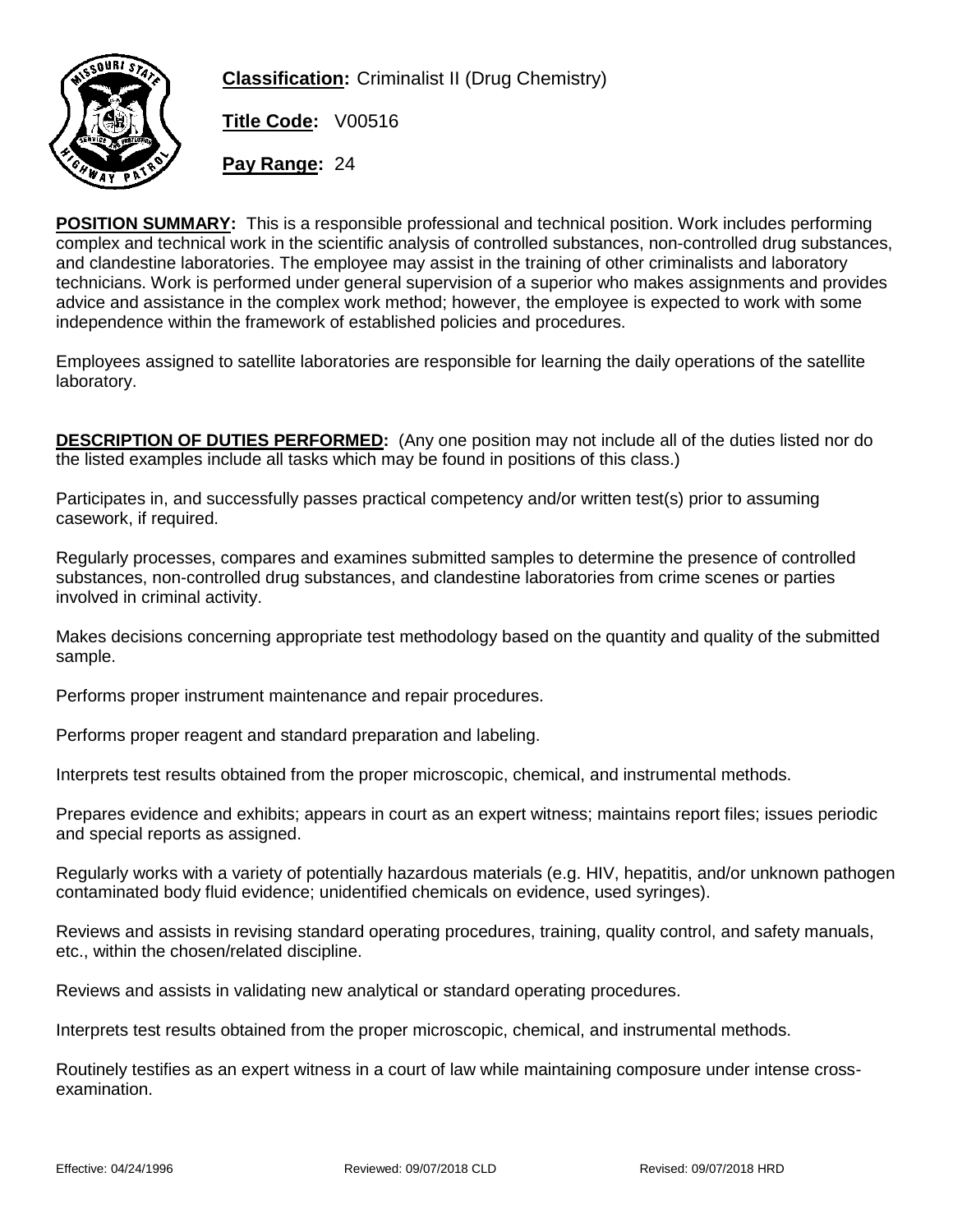**Classification:** Criminalist II (Drug Chemistry)

**Title Code:** V00516

**Pay Range:** 24

**POSITION SUMMARY:** This is a responsible professional and technical position. Work includes performing complex and technical work in the scientific analysis of controlled substances, non-controlled drug substances, and clandestine laboratories. The employee may assist in the training of other criminalists and laboratory technicians. Work is performed under general supervision of a superior who makes assignments and provides advice and assistance in the complex work method; however, the employee is expected to work with some independence within the framework of established policies and procedures.

Employees assigned to satellite laboratories are responsible for learning the daily operations of the satellite laboratory.

**DESCRIPTION OF DUTIES PERFORMED:** (Any one position may not include all of the duties listed nor do the listed examples include all tasks which may be found in positions of this class.)

Participates in, and successfully passes practical competency and/or written test(s) prior to assuming casework, if required.

Regularly processes, compares and examines submitted samples to determine the presence of controlled substances, non-controlled drug substances, and clandestine laboratories from crime scenes or parties involved in criminal activity.

Makes decisions concerning appropriate test methodology based on the quantity and quality of the submitted sample.

Performs proper instrument maintenance and repair procedures.

Performs proper reagent and standard preparation and labeling.

Interprets test results obtained from the proper microscopic, chemical, and instrumental methods.

Prepares evidence and exhibits; appears in court as an expert witness; maintains report files; issues periodic and special reports as assigned.

Regularly works with a variety of potentially hazardous materials (e.g. HIV, hepatitis, and/or unknown pathogen contaminated body fluid evidence; unidentified chemicals on evidence, used syringes).

Reviews and assists in revising standard operating procedures, training, quality control, and safety manuals, etc., within the chosen/related discipline.

Reviews and assists in validating new analytical or standard operating procedures.

Interprets test results obtained from the proper microscopic, chemical, and instrumental methods.

Routinely testifies as an expert witness in a court of law while maintaining composure under intense cross-examination.

Effective: 04/24/1996 Reviewed: 09/07/2018 CLD Revised: 09/07/2018 HRD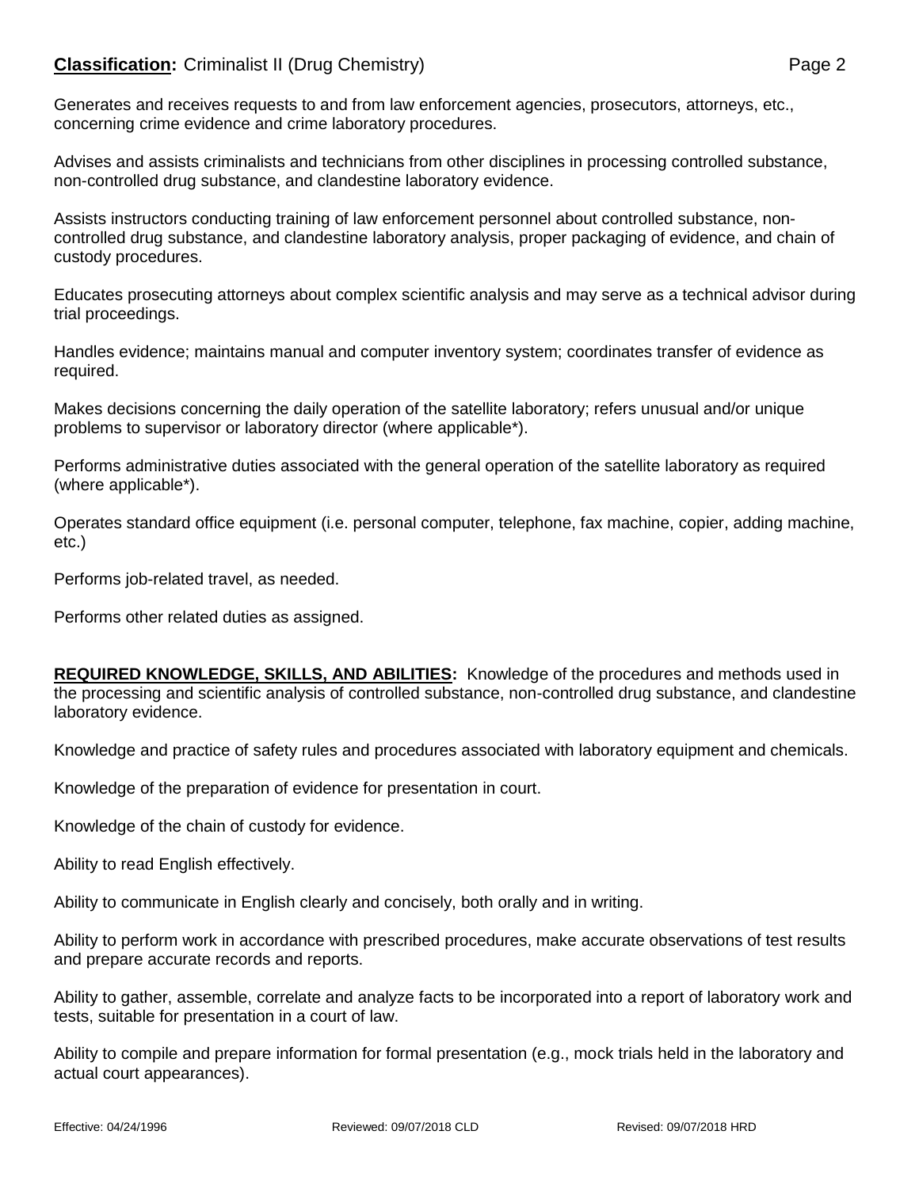Generates and receives requests to and from law enforcement agencies, prosecutors, attorneys, etc., concerning crime evidence and crime laboratory procedures.

Advises and assists criminalists and technicians from other disciplines in processing controlled substance, non-controlled drug substance, and clandestine laboratory evidence.

Assists instructors conducting training of law enforcement personnel about controlled substance, non-controlled drug substance, and clandestine laboratory analysis, proper packaging of evidence, and chain of custody procedures.

Educates prosecuting attorneys about complex scientific analysis and may serve as a technical advisor during trial proceedings.

Handles evidence; maintains manual and computer inventory system; coordinates transfer of evidence as required.

Makes decisions concerning the daily operation of the satellite laboratory; refers unusual and/or unique problems to supervisor or laboratory director (where applicable*).

Performs administrative duties associated with the general operation of the satellite laboratory as required (where applicable*).

Operates standard office equipment (i.e. personal computer, telephone, fax machine, copier, adding machine, etc.)

Performs job-related travel, as needed.

Performs other related duties as assigned.

**REQUIRED KNOWLEDGE, SKILLS, AND ABILITIES:** Knowledge of the procedures and methods used in the processing and scientific analysis of controlled substance, non-controlled drug substance, and clandestine laboratory evidence.

Knowledge and practice of safety rules and procedures associated with laboratory equipment and chemicals.

Knowledge of the preparation of evidence for presentation in court.

Knowledge of the chain of custody for evidence.

Ability to read English effectively.

Ability to communicate in English clearly and concisely, both orally and in writing.

Ability to perform work in accordance with prescribed procedures, make accurate observations of test results and prepare accurate records and reports.

Ability to gather, assemble, correlate and analyze facts to be incorporated into a report of laboratory work and tests, suitable for presentation in a court of law.

Ability to compile and prepare information for formal presentation (e.g., mock trials held in the laboratory and actual court appearances).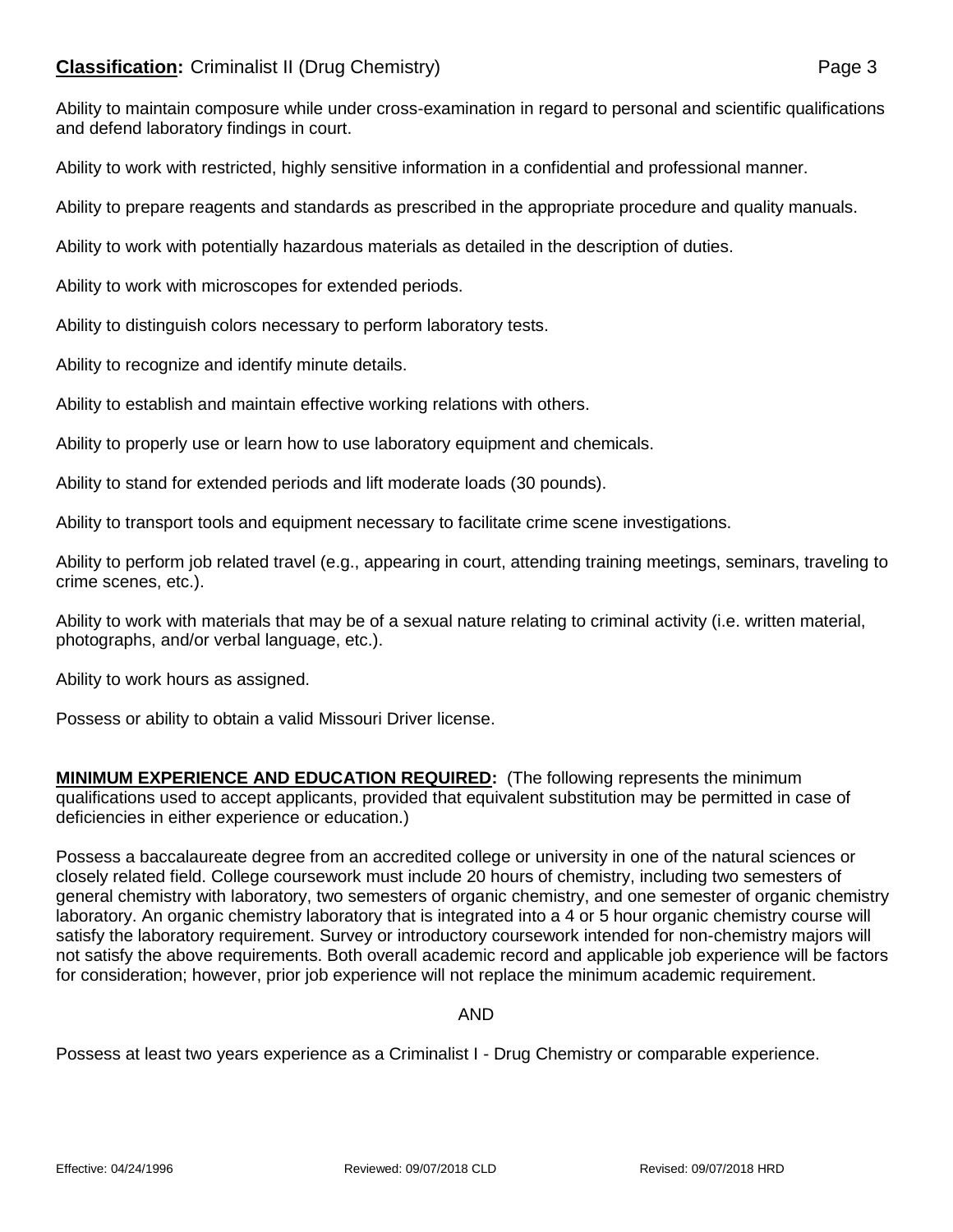Ability to maintain composure while under cross-examination in regard to personal and scientific qualifications and defend laboratory findings in court.

Ability to work with restricted, highly sensitive information in a confidential and professional manner.

Ability to prepare reagents and standards as prescribed in the appropriate procedure and quality manuals.

Ability to work with potentially hazardous materials as detailed in the description of duties.

Ability to work with microscopes for extended periods.

Ability to distinguish colors necessary to perform laboratory tests.

Ability to recognize and identify minute details.

Ability to establish and maintain effective working relations with others.

Ability to properly use or learn how to use laboratory equipment and chemicals.

Ability to stand for extended periods and lift moderate loads (30 pounds).

Ability to transport tools and equipment necessary to facilitate crime scene investigations.

Ability to perform job related travel (e.g., appearing in court, attending training meetings, seminars, traveling to crime scenes, etc.).

Ability to work with materials that may be of a sexual nature relating to criminal activity (i.e. written material, photographs, and/or verbal language, etc.).

Ability to work hours as assigned.

Possess or ability to obtain a valid Missouri Driver license.

**MINIMUM EXPERIENCE AND EDUCATION REQUIRED:** (The following represents the minimum qualifications used to accept applicants, provided that equivalent substitution may be permitted in case of deficiencies in either experience or education.)

Possess a baccalaureate degree from an accredited college or university in one of the natural sciences or closely related field. College coursework must include 20 hours of chemistry, including two semesters of general chemistry with laboratory, two semesters of organic chemistry, and one semester of organic chemistry laboratory. An organic chemistry laboratory that is integrated into a 4 or 5 hour organic chemistry course will satisfy the laboratory requirement. Survey or introductory coursework intended for non-chemistry majors will not satisfy the above requirements. Both overall academic record and applicable job experience will be factors for consideration; however, prior job experience will not replace the minimum academic requirement.

AND

Possess at least two years experience as a Criminalist I - Drug Chemistry or comparable experience.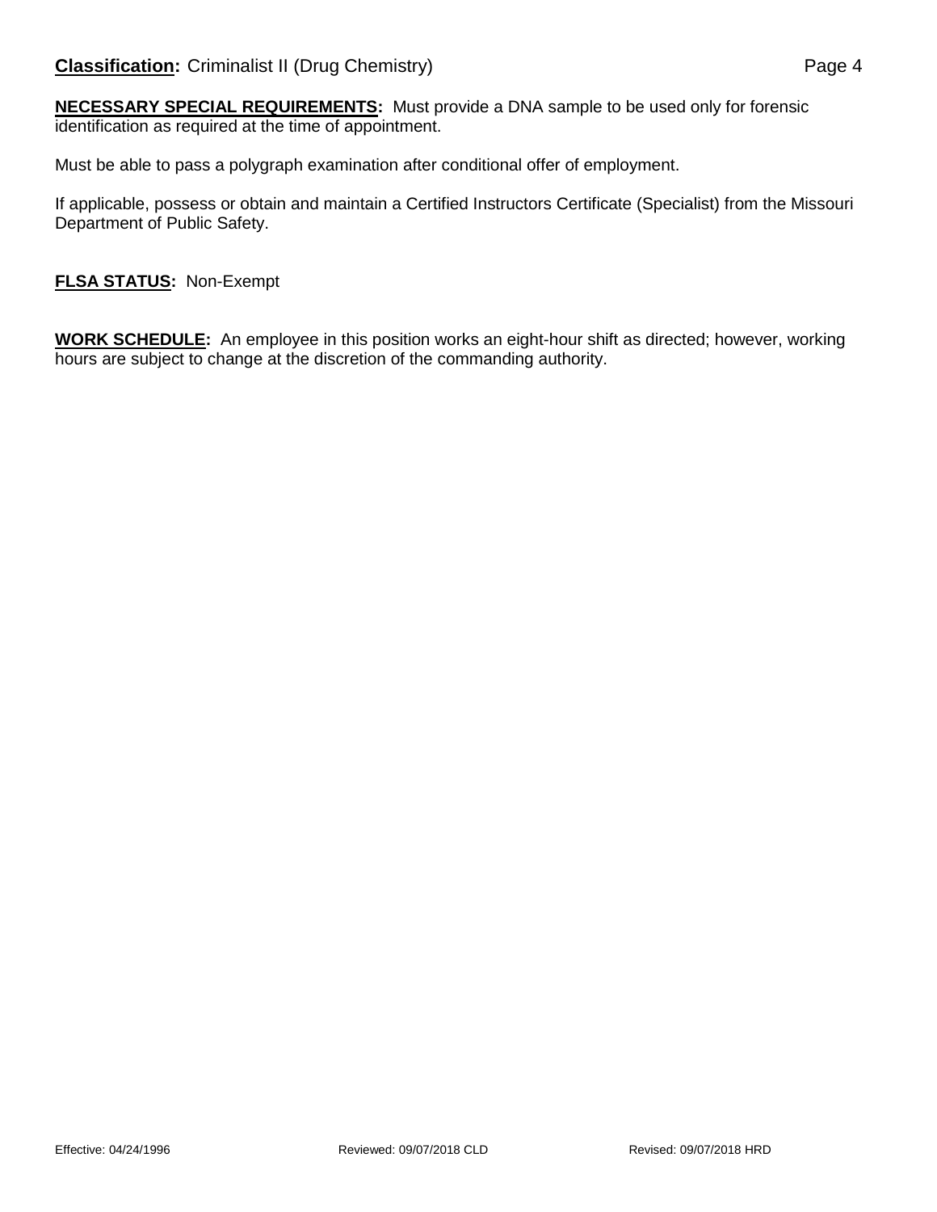**NECESSARY SPECIAL REQUIREMENTS:** Must provide a DNA sample to be used only for forensic identification as required at the time of appointment.

Must be able to pass a polygraph examination after conditional offer of employment.

If applicable, possess or obtain and maintain a Certified Instructors Certificate (Specialist) from the Missouri Department of Public Safety.

**FLSA STATUS:** Non-Exempt

**WORK SCHEDULE:** An employee in this position works an eight-hour shift as directed; however, working hours are subject to change at the discretion of the commanding authority.